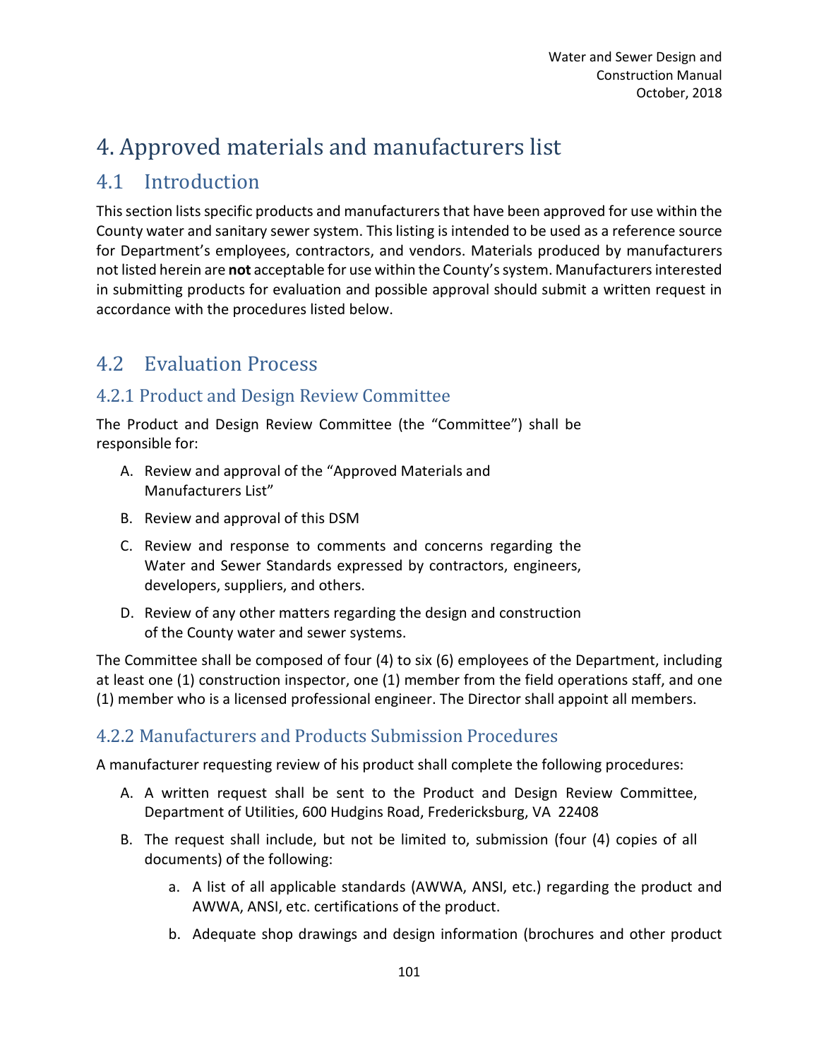# 4. Approved materials and manufacturers list

## 4.1 Introduction

This section lists specific products and manufacturers that have been approved for use within the County water and sanitary sewer system. This listing is intended to be used as a reference source for Department's employees, contractors, and vendors. Materials produced by manufacturers not listed herein are **not** acceptable for use within the County's system. Manufacturers interested in submitting products for evaluation and possible approval should submit a written request in accordance with the procedures listed below.

## 4.2 Evaluation Process

### 4.2.1 Product and Design Review Committee

The Product and Design Review Committee (the "Committee") shall be responsible for:

A. Review and approval of the "Approved Materials and Manufacturers List"

B. Review and approval of this DSM

C. Review and response to comments and concerns regarding the Water and Sewer Standards expressed by contractors, engineers, developers, suppliers, and others.

D. Review of any other matters regarding the design and construction of the County water and sewer systems.

The Committee shall be composed of four (4) to six (6) employees of the Department, including at least one (1) construction inspector, one (1) member from the field operations staff, and one (1) member who is a licensed professional engineer. The Director shall appoint all members.

### 4.2.2 Manufacturers and Products Submission Procedures

A manufacturer requesting review of his product shall complete the following procedures:

A. A written request shall be sent to the Product and Design Review Committee, Department of Utilities, 600 Hudgins Road, Fredericksburg, VA 22408

B. The request shall include, but not be limited to, submission (four (4) copies of all documents) of the following:

   a. A list of all applicable standards (AWWA, ANSI, etc.) regarding the product and AWWA, ANSI, etc. certifications of the product.

   b. Adequate shop drawings and design information (brochures and other product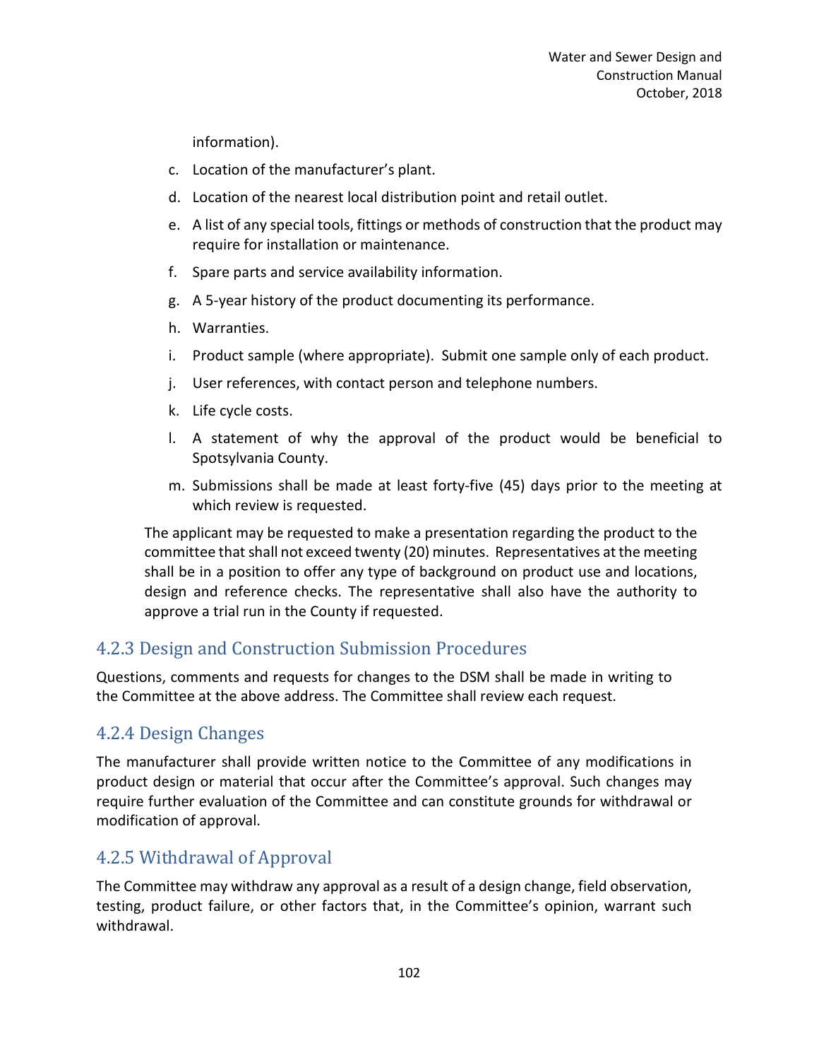information).

c. Location of the manufacturer's plant.

d. Location of the nearest local distribution point and retail outlet.

e. A list of any special tools, fittings or methods of construction that the product may require for installation or maintenance.

f. Spare parts and service availability information.

g. A 5-year history of the product documenting its performance.

h. Warranties.

i. Product sample (where appropriate). Submit one sample only of each product.

j. User references, with contact person and telephone numbers.

k. Life cycle costs.

l. A statement of why the approval of the product would be beneficial to Spotsylvania County.

m. Submissions shall be made at least forty-five (45) days prior to the meeting at which review is requested.

The applicant may be requested to make a presentation regarding the product to the committee that shall not exceed twenty (20) minutes. Representatives at the meeting shall be in a position to offer any type of background on product use and locations, design and reference checks. The representative shall also have the authority to approve a trial run in the County if requested.

### 4.2.3 Design and Construction Submission Procedures

Questions, comments and requests for changes to the DSM shall be made in writing to the Committee at the above address. The Committee shall review each request.

### 4.2.4 Design Changes

The manufacturer shall provide written notice to the Committee of any modifications in product design or material that occur after the Committee's approval. Such changes may require further evaluation of the Committee and can constitute grounds for withdrawal or modification of approval.

### 4.2.5 Withdrawal of Approval

The Committee may withdraw any approval as a result of a design change, field observation, testing, product failure, or other factors that, in the Committee's opinion, warrant such withdrawal.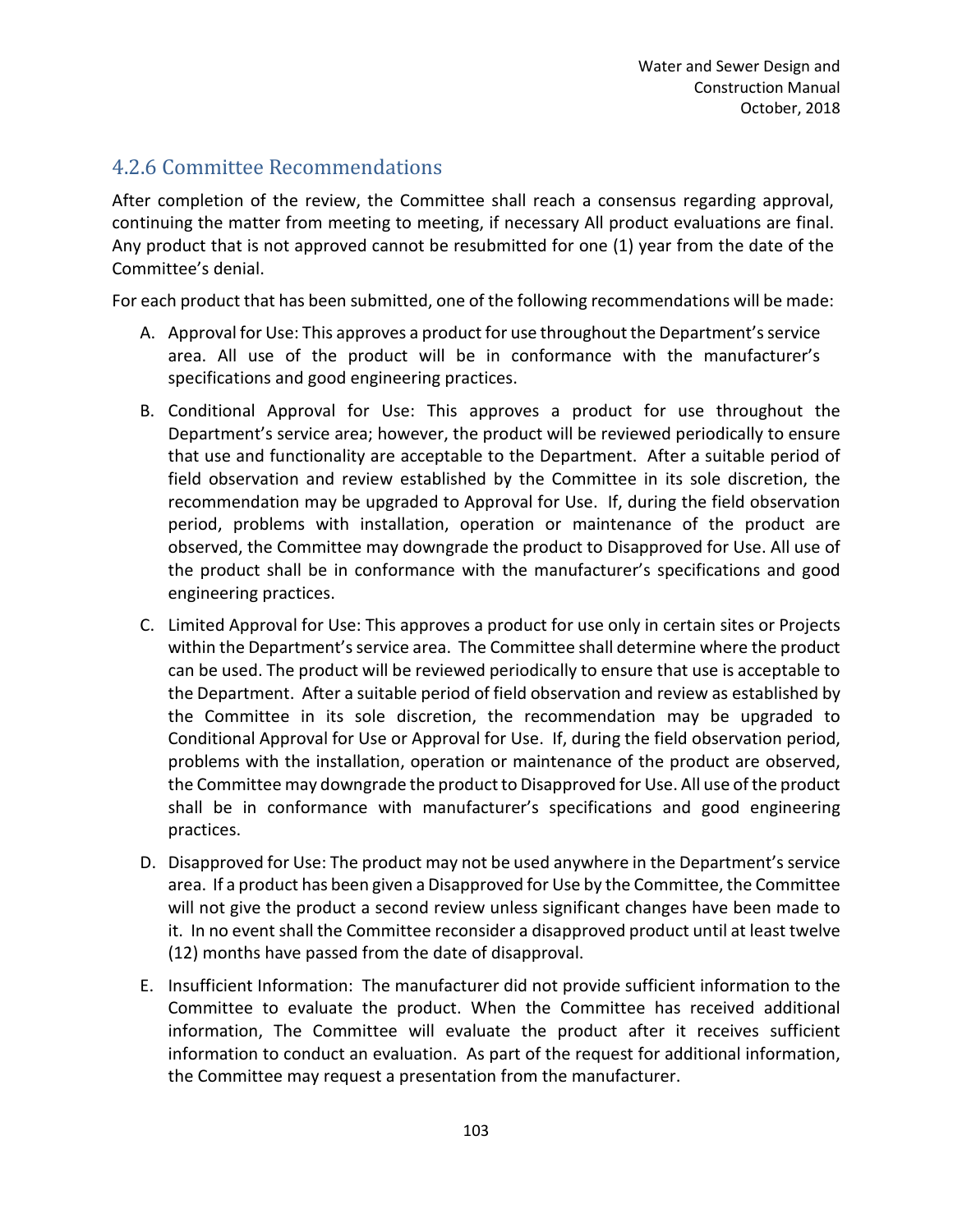### 4.2.6 Committee Recommendations

After completion of the review, the Committee shall reach a consensus regarding approval, continuing the matter from meeting to meeting, if necessary All product evaluations are final. Any product that is not approved cannot be resubmitted for one (1) year from the date of the Committee's denial.

For each product that has been submitted, one of the following recommendations will be made:

A. Approval for Use: This approves a product for use throughout the Department's service area. All use of the product will be in conformance with the manufacturer's specifications and good engineering practices.

B. Conditional Approval for Use: This approves a product for use throughout the Department's service area; however, the product will be reviewed periodically to ensure that use and functionality are acceptable to the Department. After a suitable period of field observation and review established by the Committee in its sole discretion, the recommendation may be upgraded to Approval for Use. If, during the field observation period, problems with installation, operation or maintenance of the product are observed, the Committee may downgrade the product to Disapproved for Use. All use of the product shall be in conformance with the manufacturer's specifications and good engineering practices.

C. Limited Approval for Use: This approves a product for use only in certain sites or Projects within the Department's service area. The Committee shall determine where the product can be used. The product will be reviewed periodically to ensure that use is acceptable to the Department. After a suitable period of field observation and review as established by the Committee in its sole discretion, the recommendation may be upgraded to Conditional Approval for Use or Approval for Use. If, during the field observation period, problems with the installation, operation or maintenance of the product are observed, the Committee may downgrade the product to Disapproved for Use. All use of the product shall be in conformance with manufacturer's specifications and good engineering practices.

D. Disapproved for Use: The product may not be used anywhere in the Department's service area. If a product has been given a Disapproved for Use by the Committee, the Committee will not give the product a second review unless significant changes have been made to it. In no event shall the Committee reconsider a disapproved product until at least twelve (12) months have passed from the date of disapproval.

E. Insufficient Information: The manufacturer did not provide sufficient information to the Committee to evaluate the product. When the Committee has received additional information, The Committee will evaluate the product after it receives sufficient information to conduct an evaluation. As part of the request for additional information, the Committee may request a presentation from the manufacturer.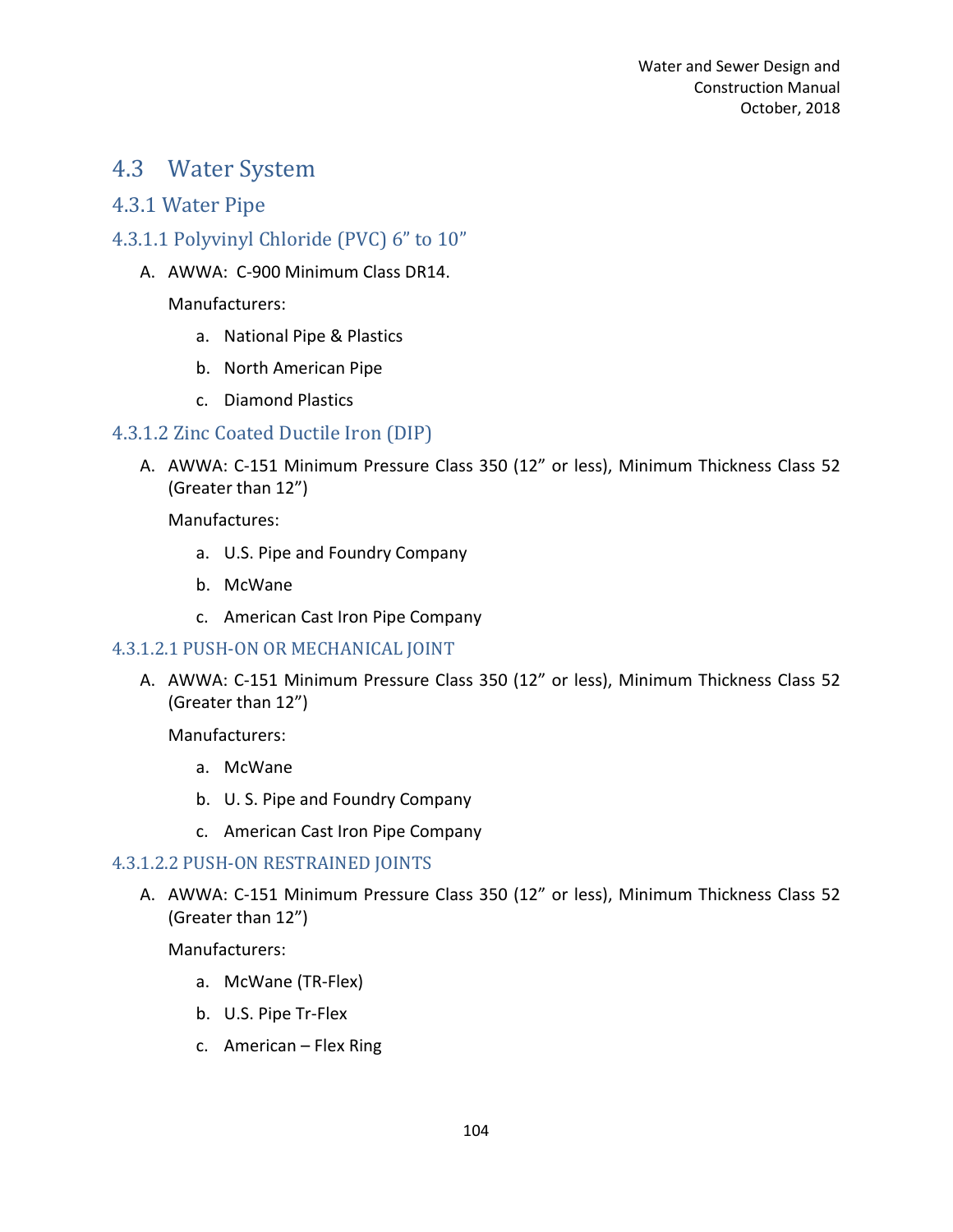# 4.3 Water System

## 4.3.1 Water Pipe

### 4.3.1.1 Polyvinyl Chloride (PVC) 6" to 10"

A. AWWA: C-900 Minimum Class DR14.

   Manufacturers:

   a. National Pipe & Plastics

   b. North American Pipe

   c. Diamond Plastics

### 4.3.1.2 Zinc Coated Ductile Iron (DIP)

A. AWWA: C-151 Minimum Pressure Class 350 (12" or less), Minimum Thickness Class 52 (Greater than 12")

   Manufactures:

   a. U.S. Pipe and Foundry Company

   b. McWane

   c. American Cast Iron Pipe Company

#### 4.3.1.2.1 PUSH-ON OR MECHANICAL JOINT

A. AWWA: C-151 Minimum Pressure Class 350 (12" or less), Minimum Thickness Class 52 (Greater than 12")

   Manufacturers:

   a. McWane

   b. U. S. Pipe and Foundry Company

   c. American Cast Iron Pipe Company

#### 4.3.1.2.2 PUSH-ON RESTRAINED JOINTS

A. AWWA: C-151 Minimum Pressure Class 350 (12" or less), Minimum Thickness Class 52 (Greater than 12")

   Manufacturers:

   a. McWane (TR-Flex)

   b. U.S. Pipe Tr-Flex

   c. American – Flex Ring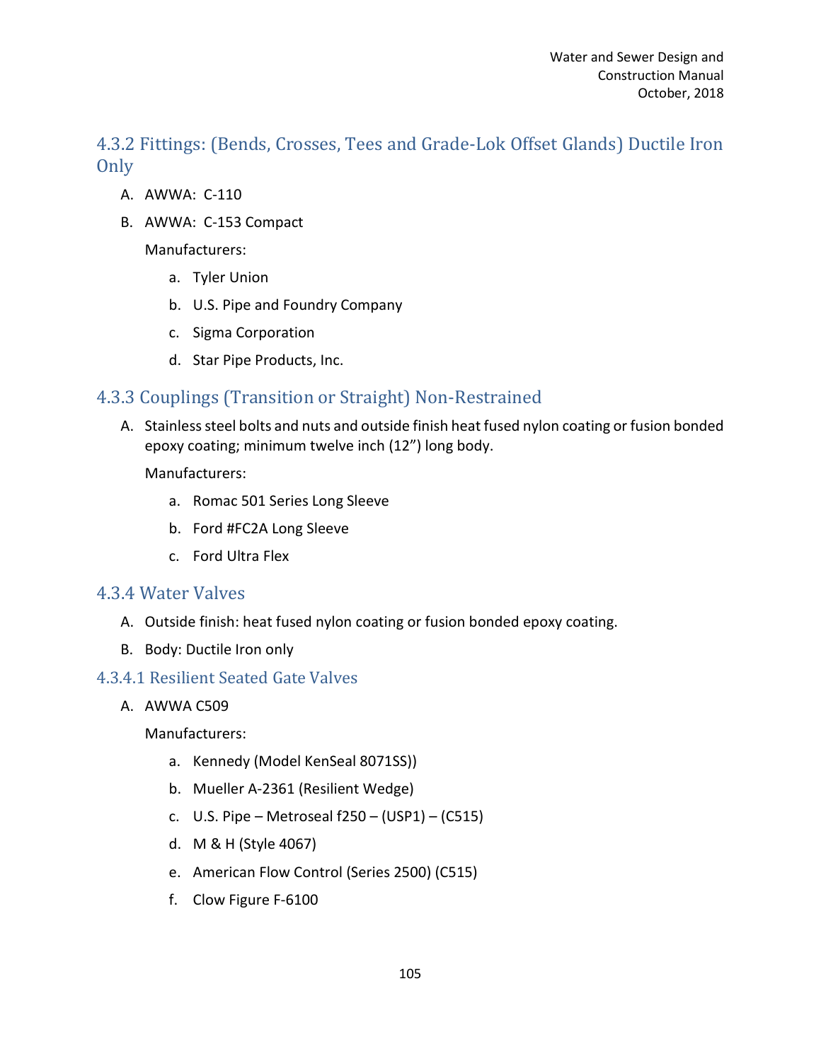### 4.3.2 Fittings: (Bends, Crosses, Tees and Grade-Lok Offset Glands) Ductile Iron Only

A. AWWA: C-110

B. AWWA: C-153 Compact

   Manufacturers:

   a. Tyler Union
   b. U.S. Pipe and Foundry Company
   c. Sigma Corporation
   d. Star Pipe Products, Inc.

### 4.3.3 Couplings (Transition or Straight) Non-Restrained

A. Stainless steel bolts and nuts and outside finish heat fused nylon coating or fusion bonded epoxy coating; minimum twelve inch (12") long body.

   Manufacturers:

   a. Romac 501 Series Long Sleeve
   b. Ford #FC2A Long Sleeve
   c. Ford Ultra Flex

### 4.3.4 Water Valves

A. Outside finish: heat fused nylon coating or fusion bonded epoxy coating.

B. Body: Ductile Iron only

#### 4.3.4.1 Resilient Seated Gate Valves

A. AWWA C509

   Manufacturers:

   a. Kennedy (Model KenSeal 8071SS))
   b. Mueller A-2361 (Resilient Wedge)
   c. U.S. Pipe – Metroseal f250 – (USP1) – (C515)
   d. M & H (Style 4067)
   e. American Flow Control (Series 2500) (C515)
   f. Clow Figure F-6100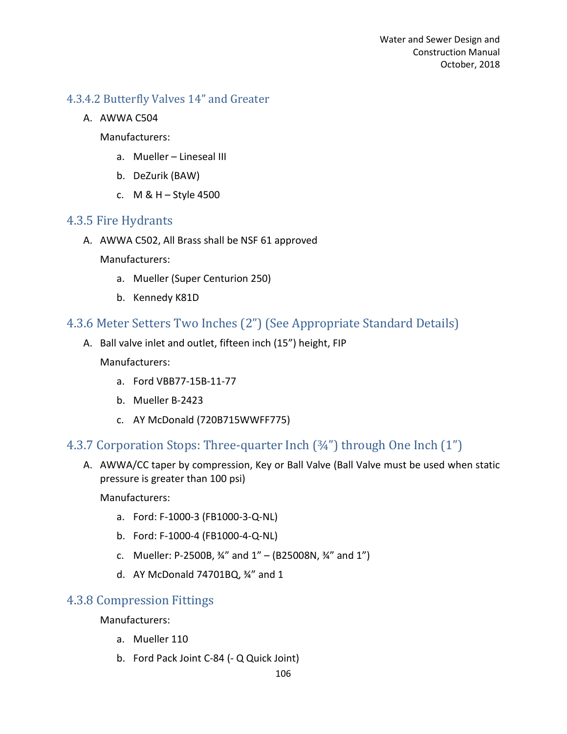#### 4.3.4.2 Butterfly Valves 14" and Greater

A. AWWA C504

   Manufacturers:

   a. Mueller – Lineseal III
   b. DeZurik (BAW)
   c. M & H – Style 4500

### 4.3.5 Fire Hydrants

A. AWWA C502, All Brass shall be NSF 61 approved

   Manufacturers:

   a. Mueller (Super Centurion 250)
   b. Kennedy K81D

### 4.3.6 Meter Setters Two Inches (2") (See Appropriate Standard Details)

A. Ball valve inlet and outlet, fifteen inch (15") height, FIP

   Manufacturers:

   a. Ford VBB77-15B-11-77
   b. Mueller B-2423
   c. AY McDonald (720B715WWFF775)

### 4.3.7 Corporation Stops: Three-quarter Inch (¾") through One Inch (1")

A. AWWA/CC taper by compression, Key or Ball Valve (Ball Valve must be used when static pressure is greater than 100 psi)

   Manufacturers:

   a. Ford: F-1000-3 (FB1000-3-Q-NL)
   b. Ford: F-1000-4 (FB1000-4-Q-NL)
   c. Mueller: P-2500B, ¾" and 1" – (B25008N, ¾" and 1")
   d. AY McDonald 74701BQ, ¾" and 1

### 4.3.8 Compression Fittings

   Manufacturers:

   a. Mueller 110
   b. Ford Pack Joint C-84 (- Q Quick Joint)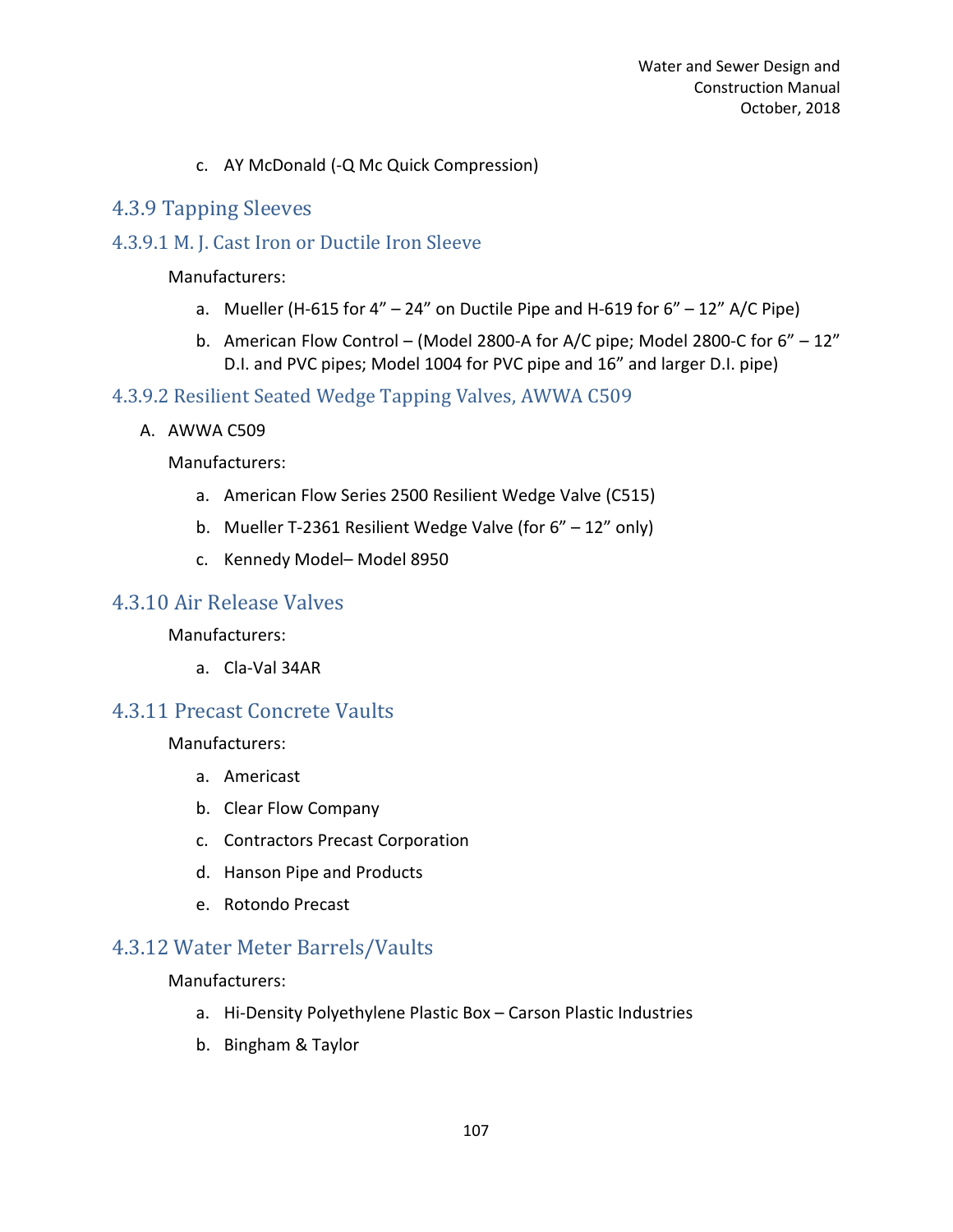c. AY McDonald (-Q Mc Quick Compression)

### 4.3.9 Tapping Sleeves

#### 4.3.9.1 M. J. Cast Iron or Ductile Iron Sleeve

Manufacturers:

a. Mueller (H-615 for 4" – 24" on Ductile Pipe and H-619 for 6" – 12" A/C Pipe)

b. American Flow Control – (Model 2800-A for A/C pipe; Model 2800-C for 6" – 12" D.I. and PVC pipes; Model 1004 for PVC pipe and 16" and larger D.I. pipe)

#### 4.3.9.2 Resilient Seated Wedge Tapping Valves, AWWA C509

A. AWWA C509

Manufacturers:

a. American Flow Series 2500 Resilient Wedge Valve (C515)

b. Mueller T-2361 Resilient Wedge Valve (for 6" – 12" only)

c. Kennedy Model– Model 8950

### 4.3.10 Air Release Valves

Manufacturers:

a. Cla-Val 34AR

### 4.3.11 Precast Concrete Vaults

Manufacturers:

a. Americast

b. Clear Flow Company

c. Contractors Precast Corporation

d. Hanson Pipe and Products

e. Rotondo Precast

### 4.3.12 Water Meter Barrels/Vaults

Manufacturers:

a. Hi-Density Polyethylene Plastic Box – Carson Plastic Industries

b. Bingham & Taylor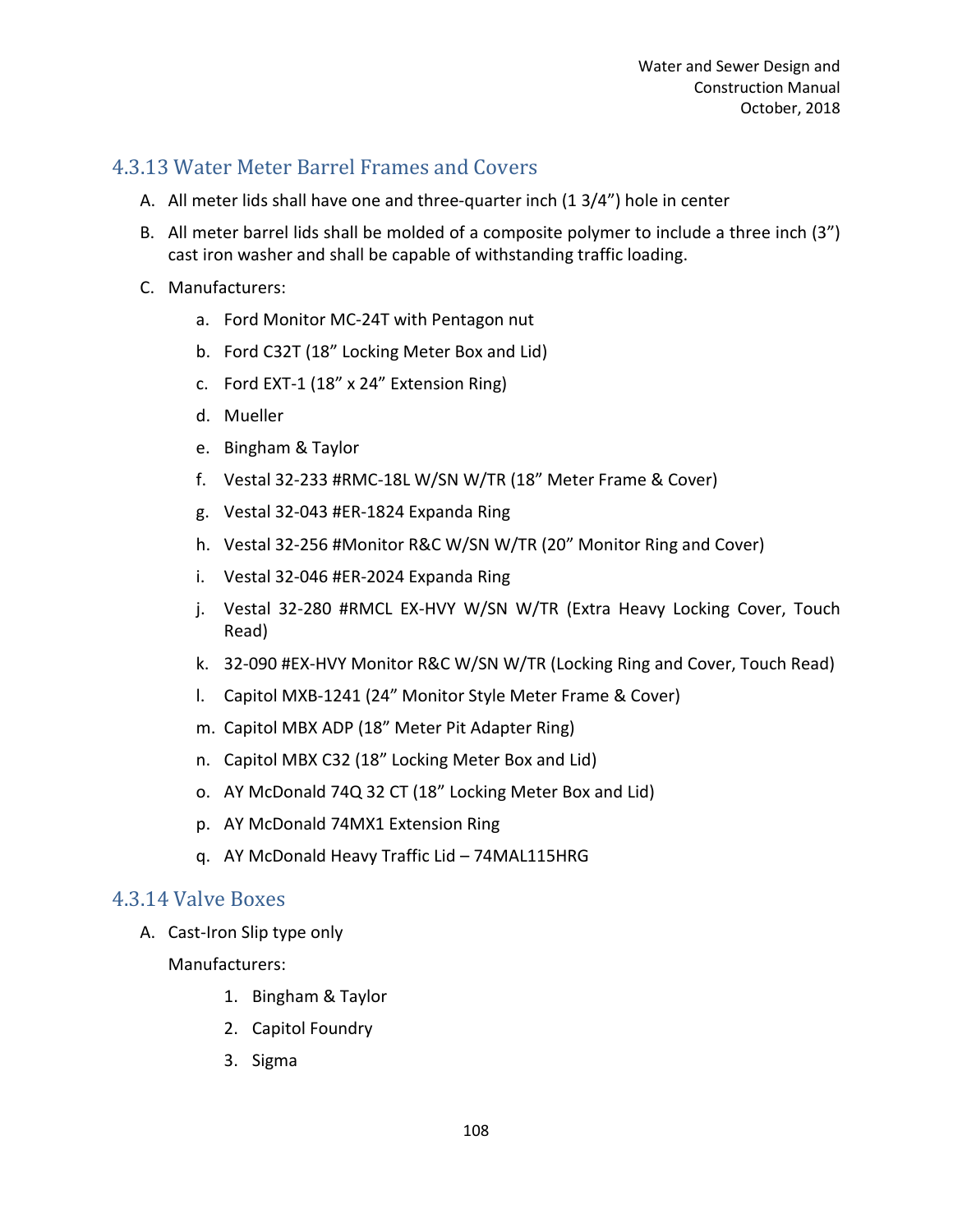### 4.3.13 Water Meter Barrel Frames and Covers

A. All meter lids shall have one and three-quarter inch (1 3/4") hole in center

B. All meter barrel lids shall be molded of a composite polymer to include a three inch (3") cast iron washer and shall be capable of withstanding traffic loading.

C. Manufacturers:

   a. Ford Monitor MC-24T with Pentagon nut
   b. Ford C32T (18" Locking Meter Box and Lid)
   c. Ford EXT-1 (18" x 24" Extension Ring)
   d. Mueller
   e. Bingham & Taylor
   f. Vestal 32-233 #RMC-18L W/SN W/TR (18" Meter Frame & Cover)
   g. Vestal 32-043 #ER-1824 Expanda Ring
   h. Vestal 32-256 #Monitor R&C W/SN W/TR (20" Monitor Ring and Cover)
   i. Vestal 32-046 #ER-2024 Expanda Ring
   j. Vestal 32-280 #RMCL EX-HVY W/SN W/TR (Extra Heavy Locking Cover, Touch Read)
   k. 32-090 #EX-HVY Monitor R&C W/SN W/TR (Locking Ring and Cover, Touch Read)
   l. Capitol MXB-1241 (24" Monitor Style Meter Frame & Cover)
   m. Capitol MBX ADP (18" Meter Pit Adapter Ring)
   n. Capitol MBX C32 (18" Locking Meter Box and Lid)
   o. AY McDonald 74Q 32 CT (18" Locking Meter Box and Lid)
   p. AY McDonald 74MX1 Extension Ring
   q. AY McDonald Heavy Traffic Lid – 74MAL115HRG

### 4.3.14 Valve Boxes

A. Cast-Iron Slip type only

   Manufacturers:

   1. Bingham & Taylor
   2. Capitol Foundry
   3. Sigma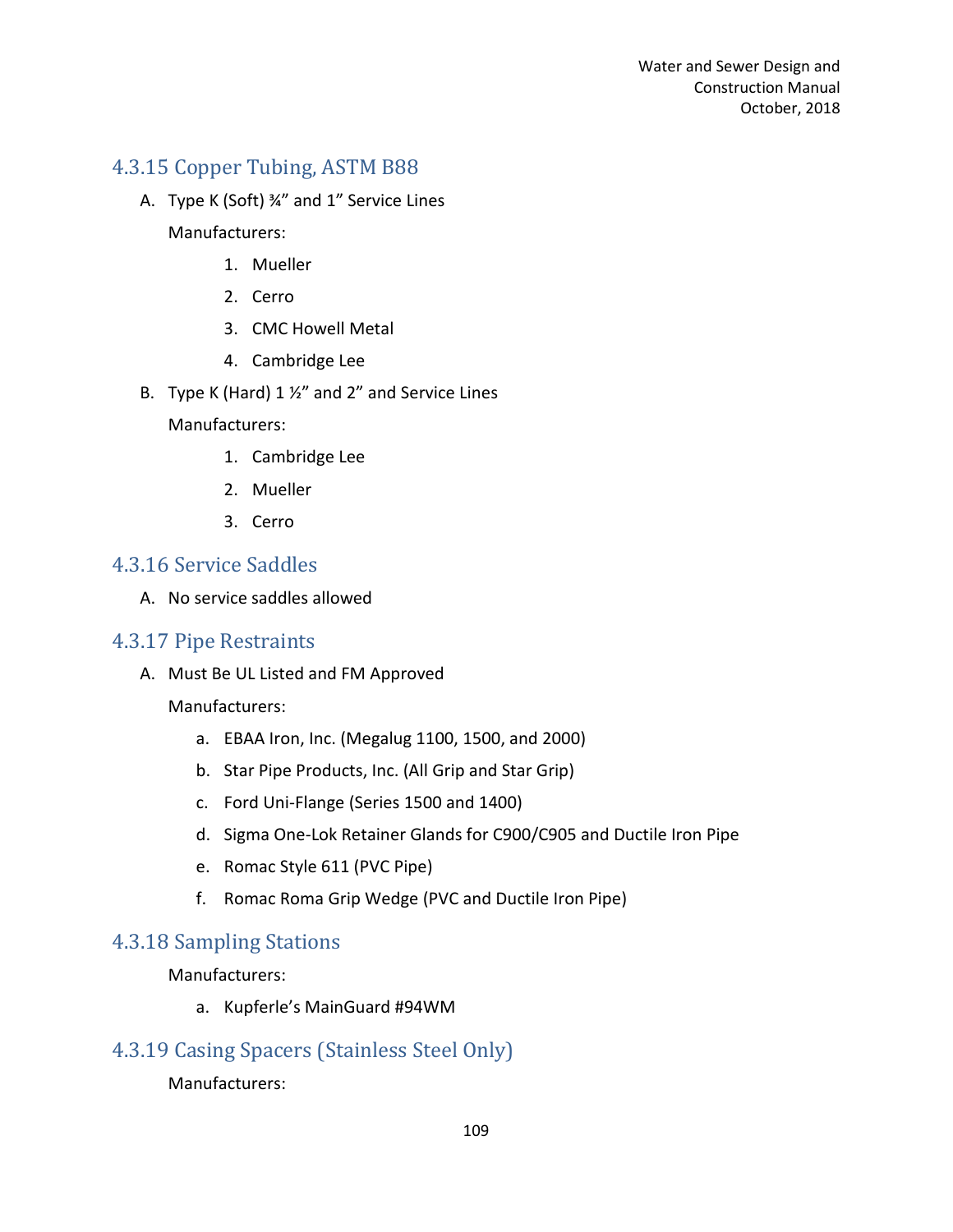### 4.3.15 Copper Tubing, ASTM B88

A. Type K (Soft) ¾” and 1” Service Lines

Manufacturers:

1. Mueller
2. Cerro
3. CMC Howell Metal
4. Cambridge Lee

B. Type K (Hard) 1 ½” and 2” and Service Lines

Manufacturers:

1. Cambridge Lee
2. Mueller
3. Cerro

### 4.3.16 Service Saddles

A. No service saddles allowed

### 4.3.17 Pipe Restraints

A. Must Be UL Listed and FM Approved

Manufacturers:

a. EBAA Iron, Inc. (Megalug 1100, 1500, and 2000)

b. Star Pipe Products, Inc. (All Grip and Star Grip)

c. Ford Uni-Flange (Series 1500 and 1400)

d. Sigma One-Lok Retainer Glands for C900/C905 and Ductile Iron Pipe

e. Romac Style 611 (PVC Pipe)

f. Romac Roma Grip Wedge (PVC and Ductile Iron Pipe)

### 4.3.18 Sampling Stations

Manufacturers:

a. Kupferle’s MainGuard #94WM

### 4.3.19 Casing Spacers (Stainless Steel Only)

Manufacturers: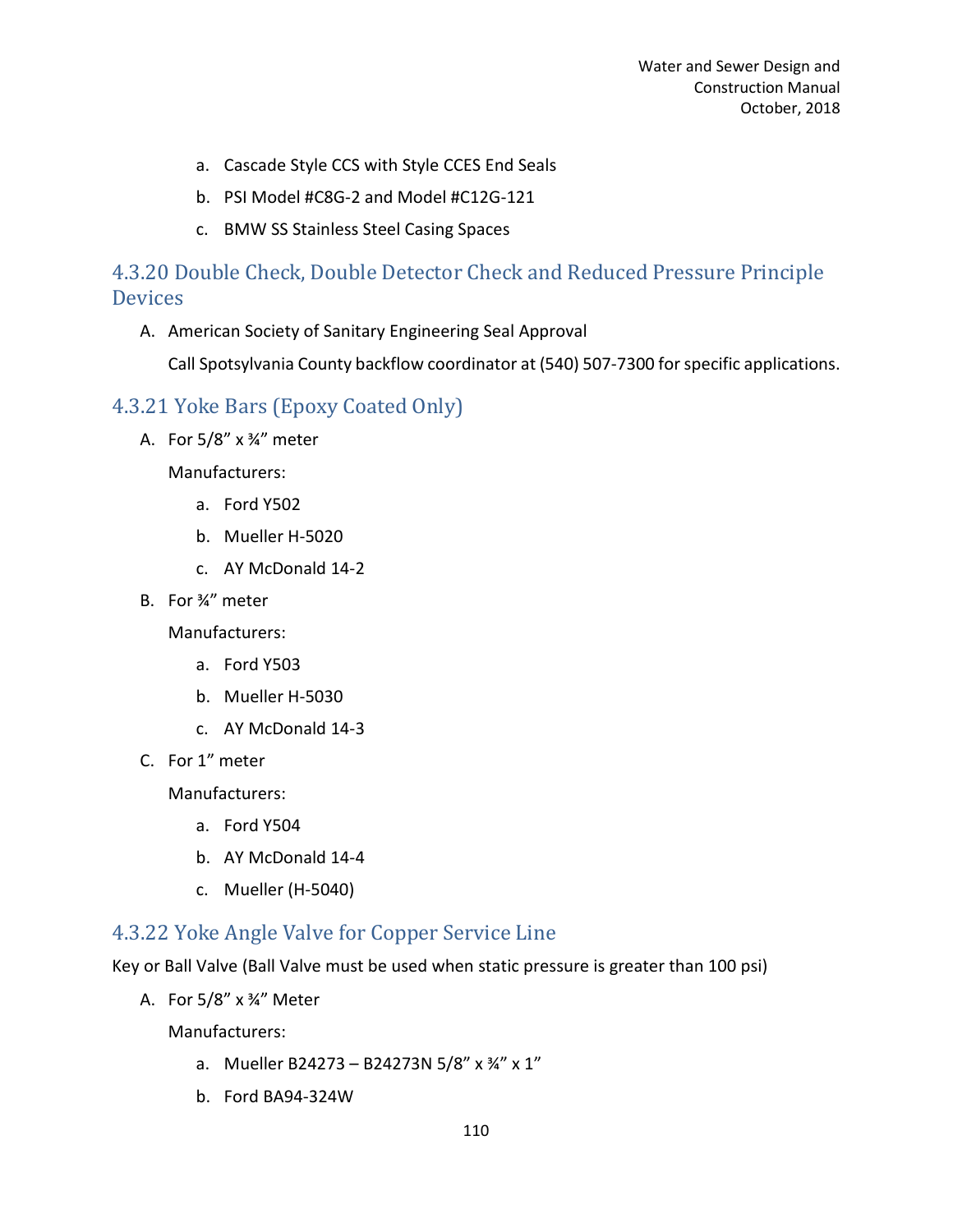a. Cascade Style CCS with Style CCES End Seals

   b. PSI Model #C8G-2 and Model #C12G-121

   c. BMW SS Stainless Steel Casing Spaces

### 4.3.20 Double Check, Double Detector Check and Reduced Pressure Principle Devices

A. American Society of Sanitary Engineering Seal Approval

   Call Spotsylvania County backflow coordinator at (540) 507-7300 for specific applications.

### 4.3.21 Yoke Bars (Epoxy Coated Only)

A. For 5/8" x ¾" meter

   Manufacturers:

   a. Ford Y502

   b. Mueller H-5020

   c. AY McDonald 14-2

B. For ¾" meter

   Manufacturers:

   a. Ford Y503

   b. Mueller H-5030

   c. AY McDonald 14-3

C. For 1" meter

   Manufacturers:

   a. Ford Y504

   b. AY McDonald 14-4

   c. Mueller (H-5040)

### 4.3.22 Yoke Angle Valve for Copper Service Line

Key or Ball Valve (Ball Valve must be used when static pressure is greater than 100 psi)

A. For 5/8" x ¾" Meter

   Manufacturers:

   a. Mueller B24273 – B24273N 5/8" x ¾" x 1"

   b. Ford BA94-324W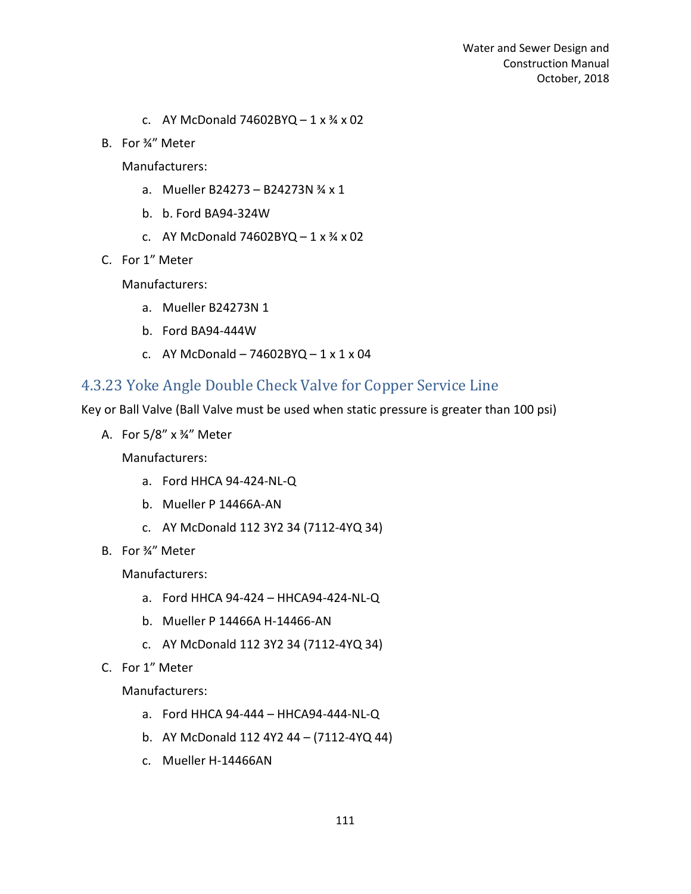c. AY McDonald 74602BYQ – 1 x ¾ x 02

B. For ¾" Meter

   Manufacturers:

   a. Mueller B24273 – B24273N ¾ x 1

   b. b. Ford BA94-324W

   c. AY McDonald 74602BYQ – 1 x ¾ x 02

C. For 1" Meter

   Manufacturers:

   a. Mueller B24273N 1

   b. Ford BA94-444W

   c. AY McDonald – 74602BYQ – 1 x 1 x 04

### 4.3.23 Yoke Angle Double Check Valve for Copper Service Line

Key or Ball Valve (Ball Valve must be used when static pressure is greater than 100 psi)

A. For 5/8" x ¾" Meter

   Manufacturers:

   a. Ford HHCA 94-424-NL-Q

   b. Mueller P 14466A-AN

   c. AY McDonald 112 3Y2 34 (7112-4YQ 34)

B. For ¾" Meter

   Manufacturers:

   a. Ford HHCA 94-424 – HHCA94-424-NL-Q

   b. Mueller P 14466A H-14466-AN

   c. AY McDonald 112 3Y2 34 (7112-4YQ 34)

C. For 1" Meter

   Manufacturers:

   a. Ford HHCA 94-444 – HHCA94-444-NL-Q

   b. AY McDonald 112 4Y2 44 – (7112-4YQ 44)

   c. Mueller H-14466AN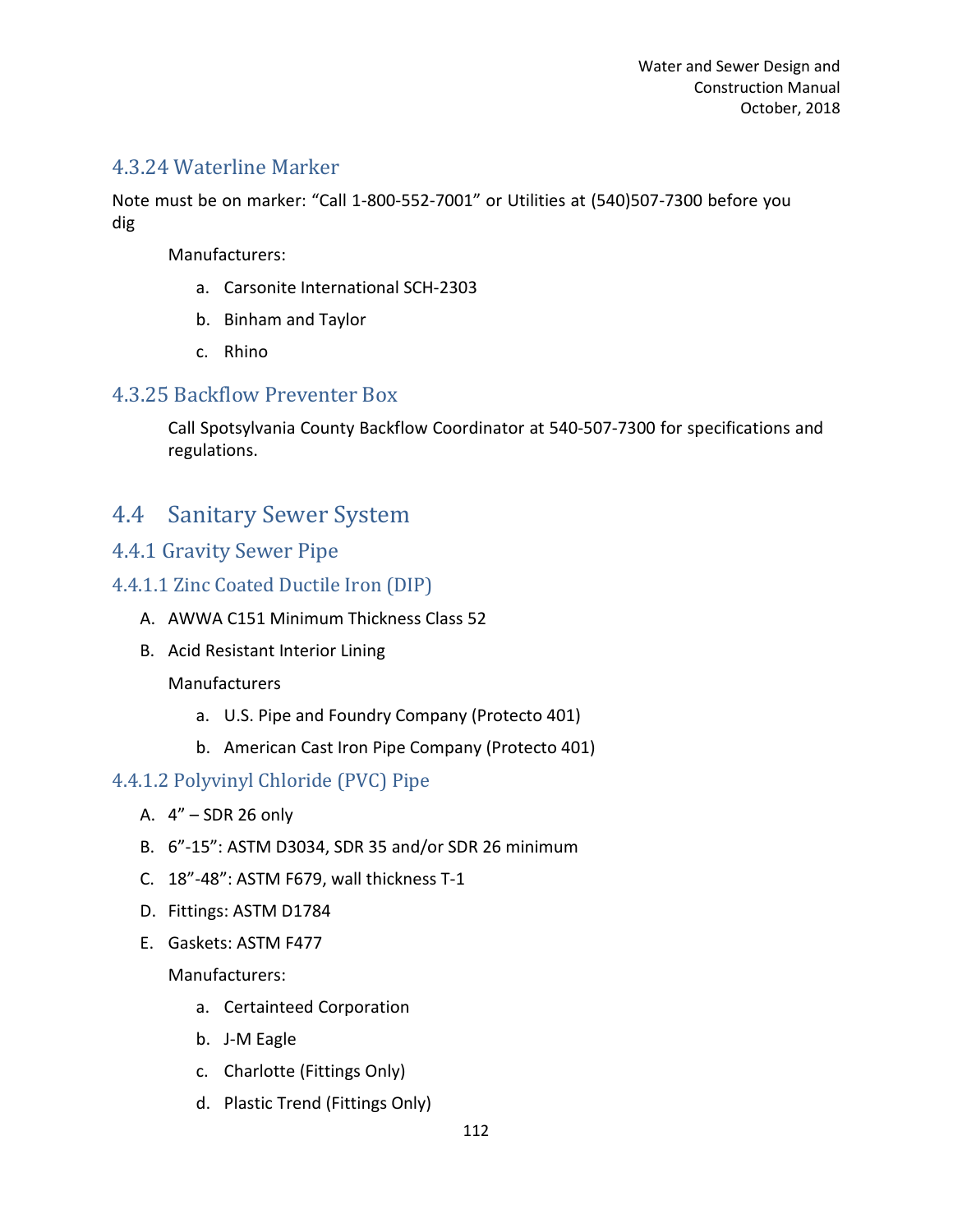### 4.3.24 Waterline Marker

Note must be on marker: "Call 1-800-552-7001" or Utilities at (540)507-7300 before you dig

Manufacturers:

a. Carsonite International SCH-2303
b. Binham and Taylor
c. Rhino

### 4.3.25 Backflow Preventer Box

Call Spotsylvania County Backflow Coordinator at 540-507-7300 for specifications and regulations.

## 4.4 Sanitary Sewer System

### 4.4.1 Gravity Sewer Pipe

#### 4.4.1.1 Zinc Coated Ductile Iron (DIP)

A. AWWA C151 Minimum Thickness Class 52

B. Acid Resistant Interior Lining

Manufacturers

a. U.S. Pipe and Foundry Company (Protecto 401)
b. American Cast Iron Pipe Company (Protecto 401)

#### 4.4.1.2 Polyvinyl Chloride (PVC) Pipe

A. 4" – SDR 26 only

B. 6"-15": ASTM D3034, SDR 35 and/or SDR 26 minimum

C. 18"-48": ASTM F679, wall thickness T-1

D. Fittings: ASTM D1784

E. Gaskets: ASTM F477

Manufacturers:

a. Certainteed Corporation
b. J-M Eagle
c. Charlotte (Fittings Only)
d. Plastic Trend (Fittings Only)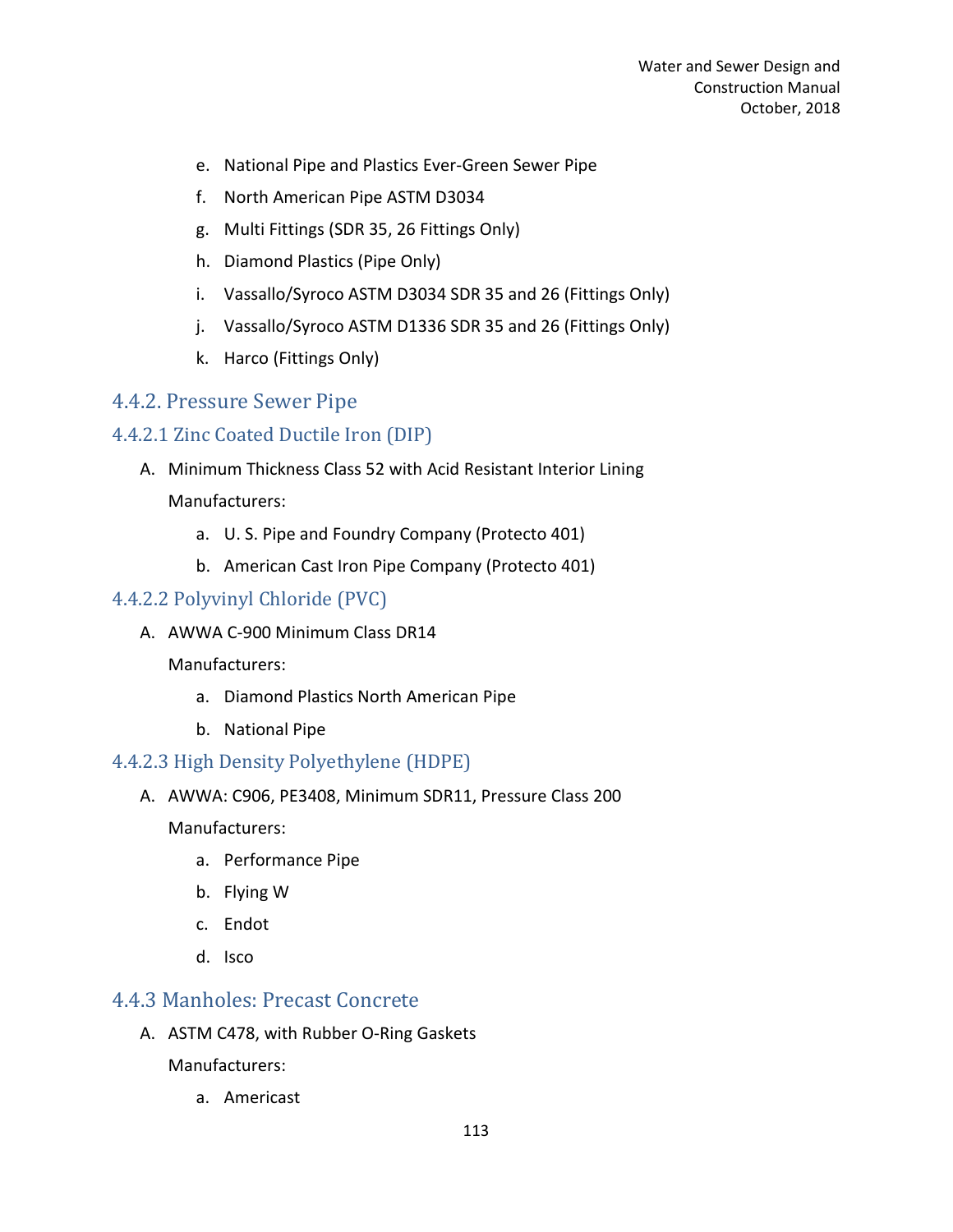e. National Pipe and Plastics Ever-Green Sewer Pipe

f. North American Pipe ASTM D3034

g. Multi Fittings (SDR 35, 26 Fittings Only)

h. Diamond Plastics (Pipe Only)

i. Vassallo/Syroco ASTM D3034 SDR 35 and 26 (Fittings Only)

j. Vassallo/Syroco ASTM D1336 SDR 35 and 26 (Fittings Only)

k. Harco (Fittings Only)

## 4.4.2. Pressure Sewer Pipe

### 4.4.2.1 Zinc Coated Ductile Iron (DIP)

A. Minimum Thickness Class 52 with Acid Resistant Interior Lining

Manufacturers:

a. U. S. Pipe and Foundry Company (Protecto 401)

b. American Cast Iron Pipe Company (Protecto 401)

### 4.4.2.2 Polyvinyl Chloride (PVC)

A. AWWA C-900 Minimum Class DR14

Manufacturers:

a. Diamond Plastics North American Pipe

b. National Pipe

### 4.4.2.3 High Density Polyethylene (HDPE)

A. AWWA: C906, PE3408, Minimum SDR11, Pressure Class 200

Manufacturers:

a. Performance Pipe

b. Flying W

c. Endot

d. Isco

## 4.4.3 Manholes: Precast Concrete

A. ASTM C478, with Rubber O-Ring Gaskets

Manufacturers:

a. Americast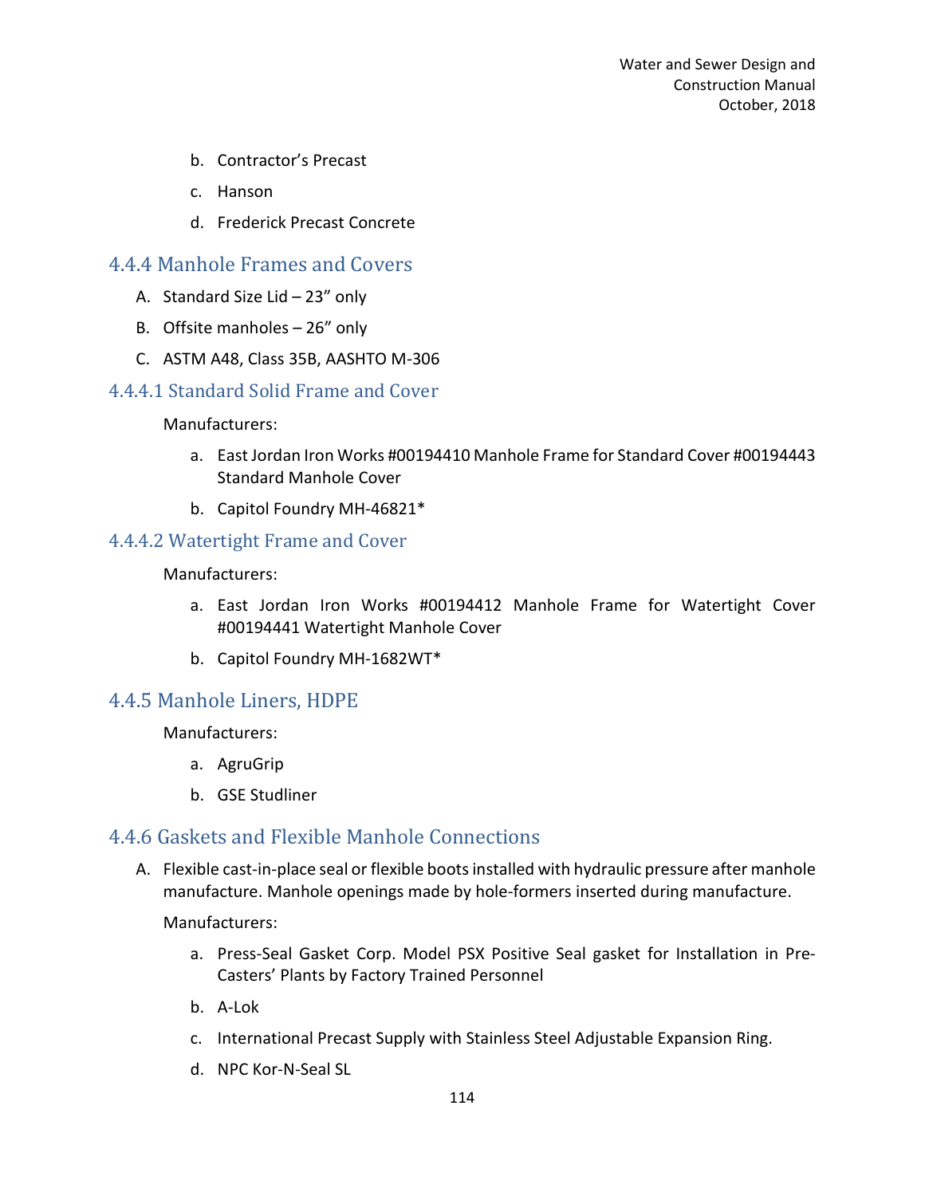b. Contractor's Precast

c. Hanson

d. Frederick Precast Concrete

## 4.4.4 Manhole Frames and Covers

A. Standard Size Lid – 23" only

B. Offsite manholes – 26" only

C. ASTM A48, Class 35B, AASHTO M-306

### 4.4.4.1 Standard Solid Frame and Cover

Manufacturers:

a. East Jordan Iron Works #00194410 Manhole Frame for Standard Cover #00194443 Standard Manhole Cover

b. Capitol Foundry MH-46821*

### 4.4.4.2 Watertight Frame and Cover

Manufacturers:

a. East Jordan Iron Works #00194412 Manhole Frame for Watertight Cover #00194441 Watertight Manhole Cover

b. Capitol Foundry MH-1682WT*

## 4.4.5 Manhole Liners, HDPE

Manufacturers:

a. AgruGrip

b. GSE Studliner

## 4.4.6 Gaskets and Flexible Manhole Connections

A. Flexible cast-in-place seal or flexible boots installed with hydraulic pressure after manhole manufacture. Manhole openings made by hole-formers inserted during manufacture.

Manufacturers:

a. Press-Seal Gasket Corp. Model PSX Positive Seal gasket for Installation in Pre-Casters' Plants by Factory Trained Personnel

b. A-Lok

c. International Precast Supply with Stainless Steel Adjustable Expansion Ring.

d. NPC Kor-N-Seal SL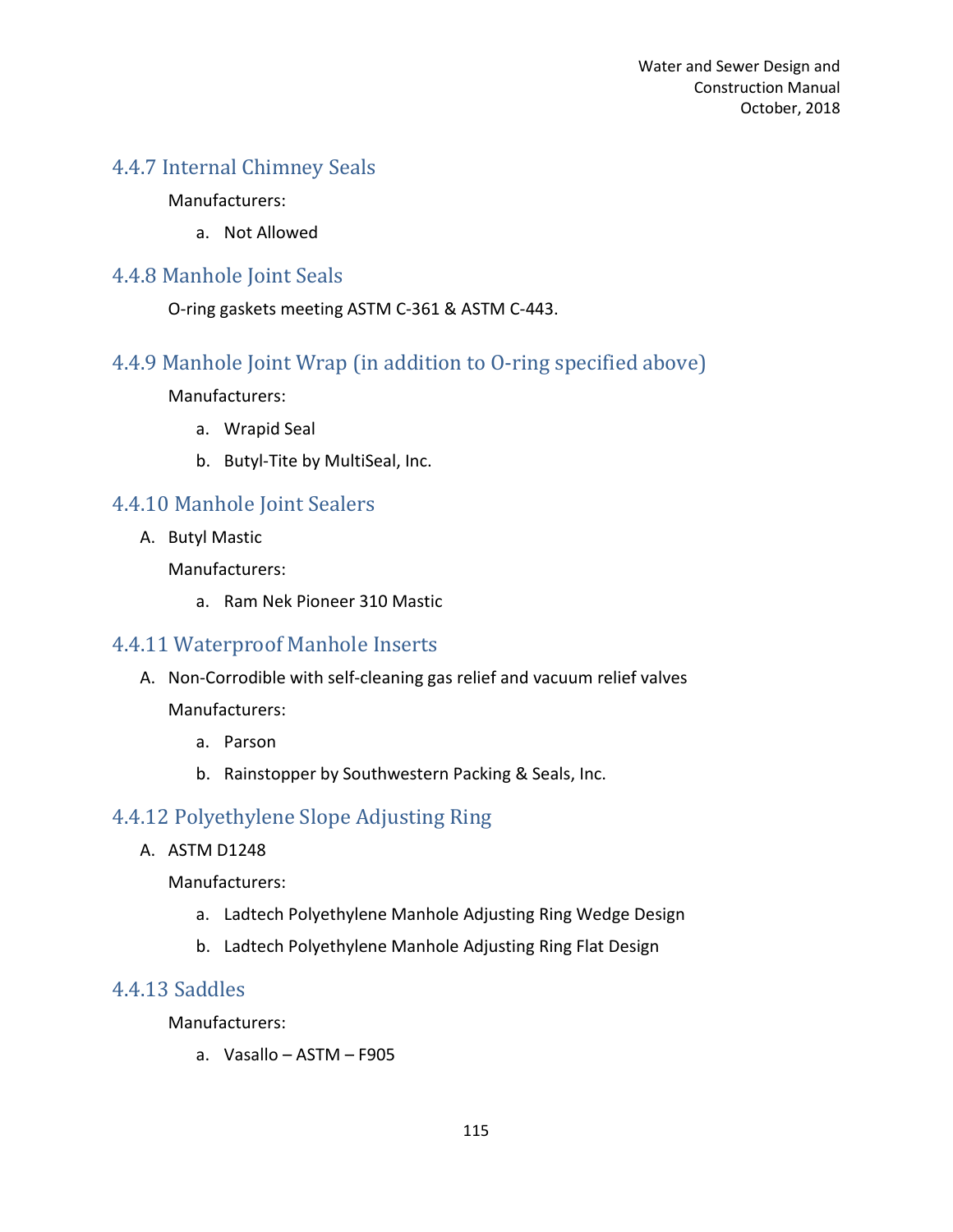### 4.4.7 Internal Chimney Seals

Manufacturers:

a. Not Allowed

### 4.4.8 Manhole Joint Seals

O-ring gaskets meeting ASTM C-361 & ASTM C-443.

### 4.4.9 Manhole Joint Wrap (in addition to O-ring specified above)

Manufacturers:

a. Wrapid Seal
b. Butyl-Tite by MultiSeal, Inc.

### 4.4.10 Manhole Joint Sealers

A. Butyl Mastic

Manufacturers:

a. Ram Nek Pioneer 310 Mastic

### 4.4.11 Waterproof Manhole Inserts

A. Non-Corrodible with self-cleaning gas relief and vacuum relief valves

Manufacturers:

a. Parson
b. Rainstopper by Southwestern Packing & Seals, Inc.

### 4.4.12 Polyethylene Slope Adjusting Ring

A. ASTM D1248

Manufacturers:

a. Ladtech Polyethylene Manhole Adjusting Ring Wedge Design
b. Ladtech Polyethylene Manhole Adjusting Ring Flat Design

### 4.4.13 Saddles

Manufacturers:

a. Vasallo – ASTM – F905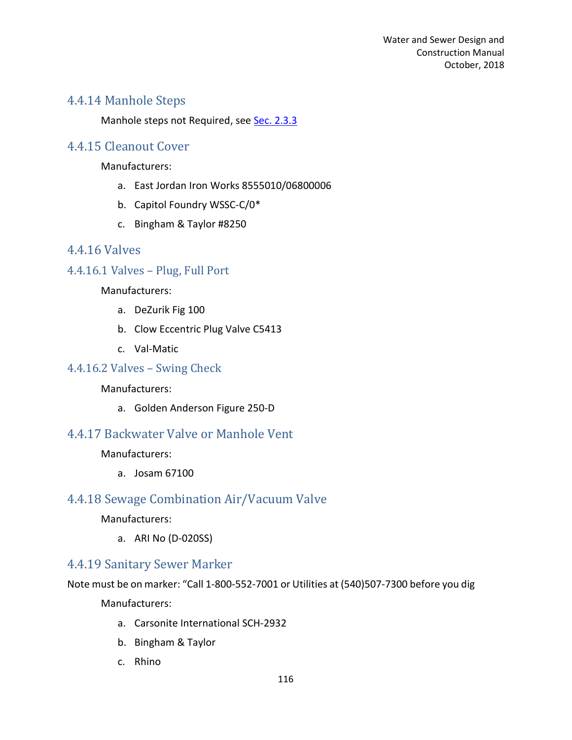### 4.4.14 Manhole Steps

Manhole steps not Required, see [Sec. 2.3.3]

### 4.4.15 Cleanout Cover

Manufacturers:

a. East Jordan Iron Works 8555010/06800006
b. Capitol Foundry WSSC-C/0*
c. Bingham & Taylor #8250

### 4.4.16 Valves

#### 4.4.16.1 Valves – Plug, Full Port

Manufacturers:

a. DeZurik Fig 100
b. Clow Eccentric Plug Valve C5413
c. Val-Matic

#### 4.4.16.2 Valves – Swing Check

Manufacturers:

a. Golden Anderson Figure 250-D

### 4.4.17 Backwater Valve or Manhole Vent

Manufacturers:

a. Josam 67100

### 4.4.18 Sewage Combination Air/Vacuum Valve

Manufacturers:

a. ARI No (D-020SS)

### 4.4.19 Sanitary Sewer Marker

Note must be on marker: “Call 1-800-552-7001 or Utilities at (540)507-7300 before you dig

Manufacturers:

a. Carsonite International SCH-2932
b. Bingham & Taylor
c. Rhino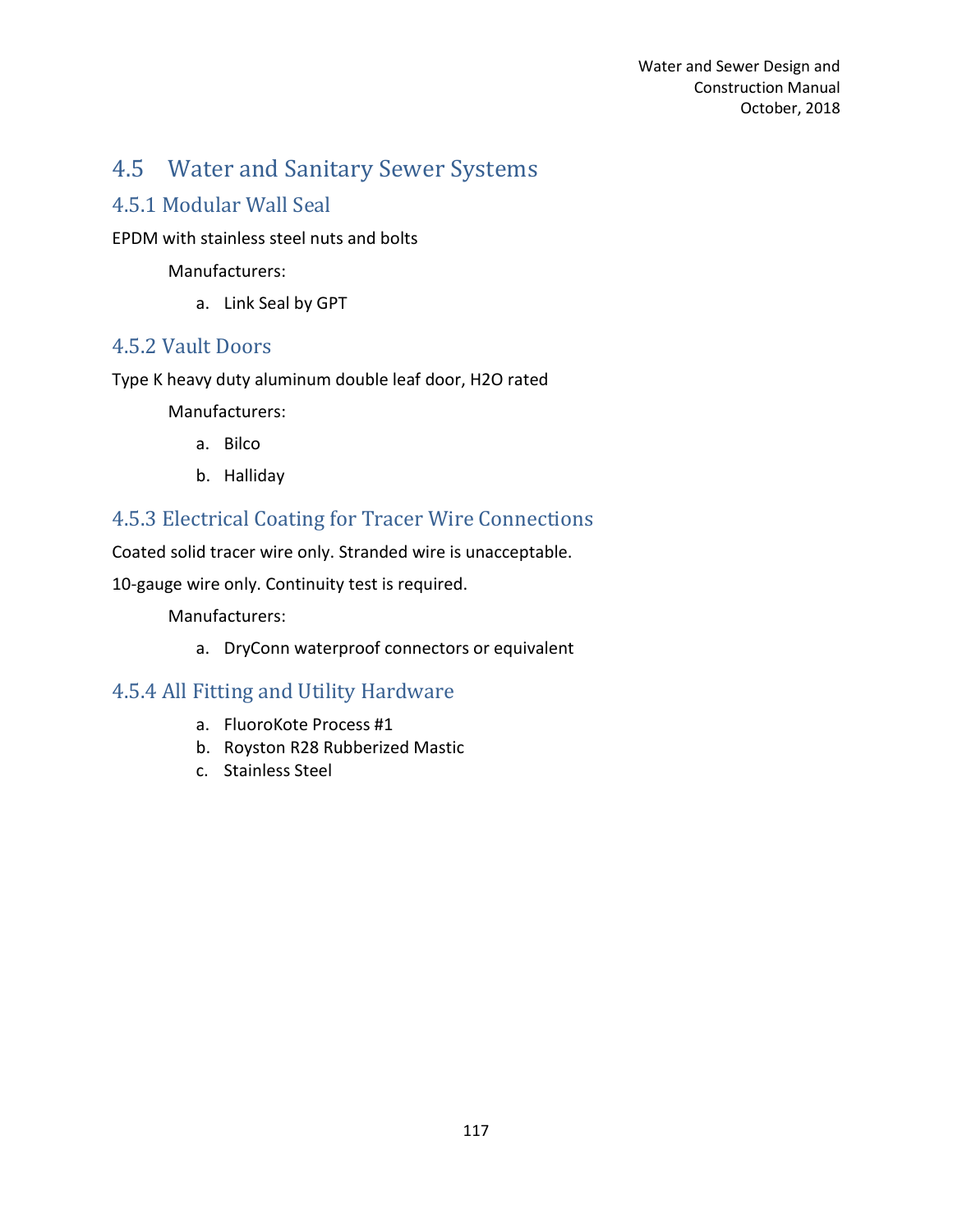## 4.5 Water and Sanitary Sewer Systems

### 4.5.1 Modular Wall Seal

EPDM with stainless steel nuts and bolts

Manufacturers:

a. Link Seal by GPT

### 4.5.2 Vault Doors

Type K heavy duty aluminum double leaf door, H2O rated

Manufacturers:

a. Bilco

b. Halliday

### 4.5.3 Electrical Coating for Tracer Wire Connections

Coated solid tracer wire only. Stranded wire is unacceptable.

10-gauge wire only. Continuity test is required.

Manufacturers:

a. DryConn waterproof connectors or equivalent

### 4.5.4 All Fitting and Utility Hardware

a. FluoroKote Process #1
b. Royston R28 Rubberized Mastic
c. Stainless Steel